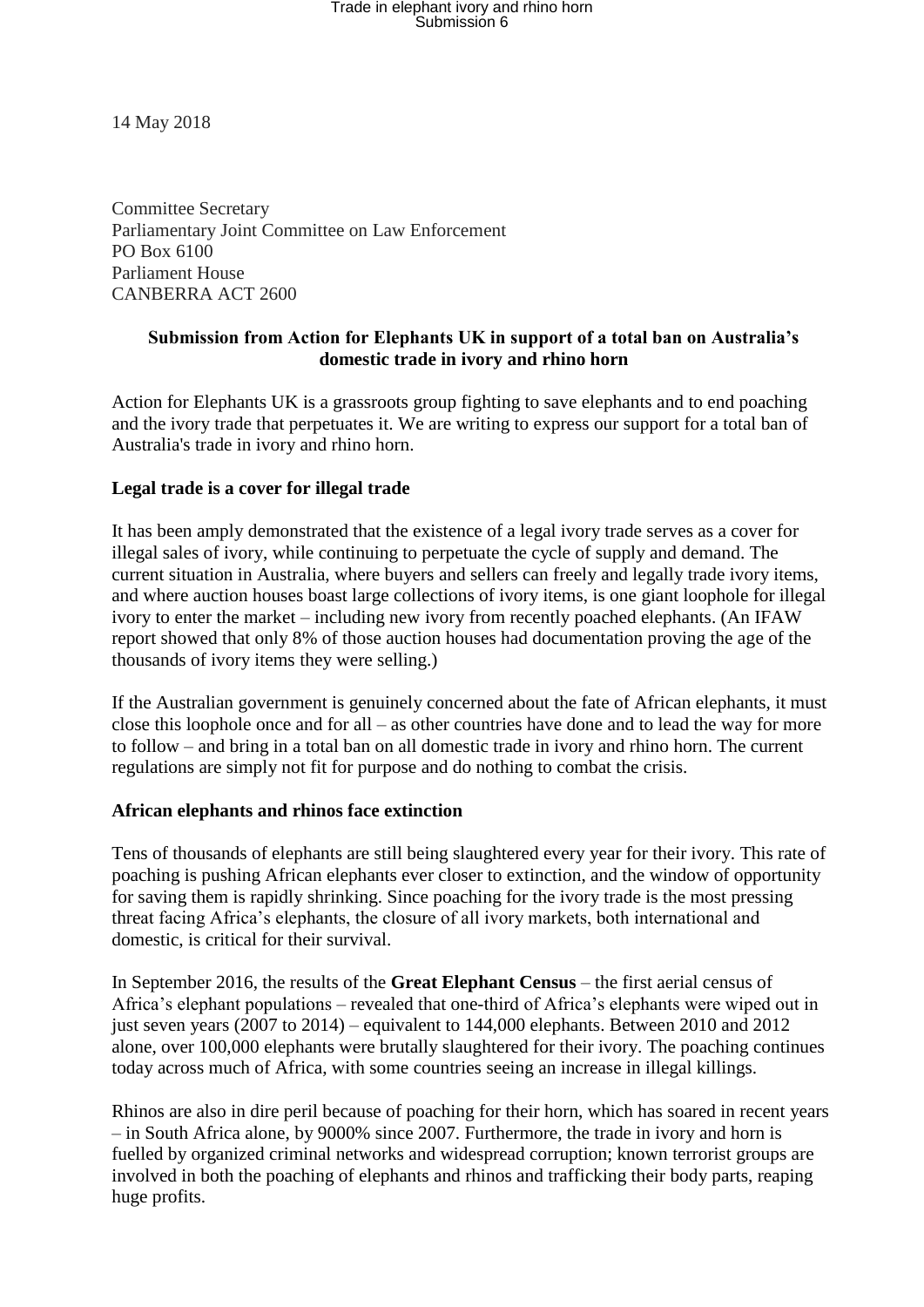14 May 2018

Committee Secretary
Parliamentary Joint Committee on Law Enforcement
PO Box 6100
Parliament House
CANBERRA ACT 2600

**Submission from Action for Elephants UK in support of a total ban on Australia's domestic trade in ivory and rhino horn**

Action for Elephants UK is a grassroots group fighting to save elephants and to end poaching and the ivory trade that perpetuates it. We are writing to express our support for a total ban of Australia's trade in ivory and rhino horn.

**Legal trade is a cover for illegal trade**

It has been amply demonstrated that the existence of a legal ivory trade serves as a cover for illegal sales of ivory, while continuing to perpetuate the cycle of supply and demand. The current situation in Australia, where buyers and sellers can freely and legally trade ivory items, and where auction houses boast large collections of ivory items, is one giant loophole for illegal ivory to enter the market – including new ivory from recently poached elephants. (An IFAW report showed that only 8% of those auction houses had documentation proving the age of the thousands of ivory items they were selling.)

If the Australian government is genuinely concerned about the fate of African elephants, it must close this loophole once and for all – as other countries have done and to lead the way for more to follow – and bring in a total ban on all domestic trade in ivory and rhino horn. The current regulations are simply not fit for purpose and do nothing to combat the crisis.

**African elephants and rhinos face extinction**

Tens of thousands of elephants are still being slaughtered every year for their ivory. This rate of poaching is pushing African elephants ever closer to extinction, and the window of opportunity for saving them is rapidly shrinking. Since poaching for the ivory trade is the most pressing threat facing Africa's elephants, the closure of all ivory markets, both international and domestic, is critical for their survival.

In September 2016, the results of the **Great Elephant Census** – the first aerial census of Africa's elephant populations – revealed that one-third of Africa's elephants were wiped out in just seven years (2007 to 2014) – equivalent to 144,000 elephants. Between 2010 and 2012 alone, over 100,000 elephants were brutally slaughtered for their ivory. The poaching continues today across much of Africa, with some countries seeing an increase in illegal killings.

Rhinos are also in dire peril because of poaching for their horn, which has soared in recent years – in South Africa alone, by 9000% since 2007. Furthermore, the trade in ivory and horn is fuelled by organized criminal networks and widespread corruption; known terrorist groups are involved in both the poaching of elephants and rhinos and trafficking their body parts, reaping huge profits.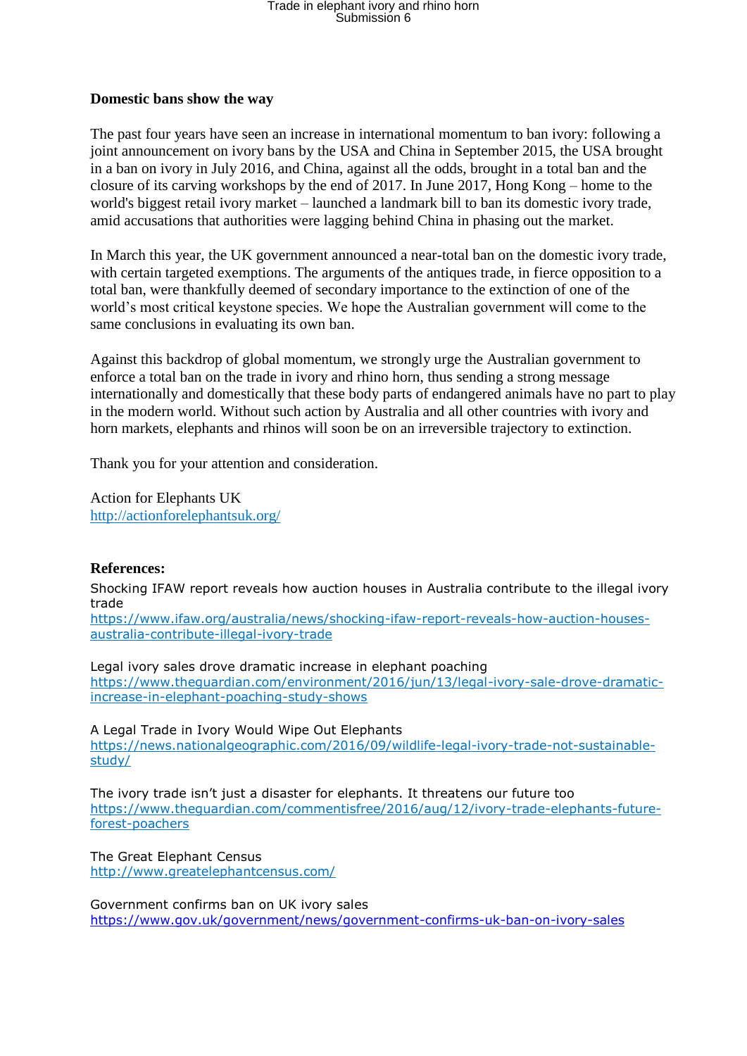**Domestic bans show the way**

The past four years have seen an increase in international momentum to ban ivory: following a joint announcement on ivory bans by the USA and China in September 2015, the USA brought in a ban on ivory in July 2016, and China, against all the odds, brought in a total ban and the closure of its carving workshops by the end of 2017. In June 2017, Hong Kong – home to the world's biggest retail ivory market – launched a landmark bill to ban its domestic ivory trade, amid accusations that authorities were lagging behind China in phasing out the market.

In March this year, the UK government announced a near-total ban on the domestic ivory trade, with certain targeted exemptions. The arguments of the antiques trade, in fierce opposition to a total ban, were thankfully deemed of secondary importance to the extinction of one of the world's most critical keystone species. We hope the Australian government will come to the same conclusions in evaluating its own ban.

Against this backdrop of global momentum, we strongly urge the Australian government to enforce a total ban on the trade in ivory and rhino horn, thus sending a strong message internationally and domestically that these body parts of endangered animals have no part to play in the modern world. Without such action by Australia and all other countries with ivory and horn markets, elephants and rhinos will soon be on an irreversible trajectory to extinction.

Thank you for your attention and consideration.

Action for Elephants UK
http://actionforelephantsuk.org/

**References:**

Shocking IFAW report reveals how auction houses in Australia contribute to the illegal ivory trade
https://www.ifaw.org/australia/news/shocking-ifaw-report-reveals-how-auction-houses-australia-contribute-illegal-ivory-trade

Legal ivory sales drove dramatic increase in elephant poaching
https://www.theguardian.com/environment/2016/jun/13/legal-ivory-sale-drove-dramatic-increase-in-elephant-poaching-study-shows

A Legal Trade in Ivory Would Wipe Out Elephants
https://news.nationalgeographic.com/2016/09/wildlife-legal-ivory-trade-not-sustainable-study/

The ivory trade isn't just a disaster for elephants. It threatens our future too
https://www.theguardian.com/commentisfree/2016/aug/12/ivory-trade-elephants-future-forest-poachers

The Great Elephant Census
http://www.greatelephantcensus.com/

Government confirms ban on UK ivory sales
https://www.gov.uk/government/news/government-confirms-uk-ban-on-ivory-sales